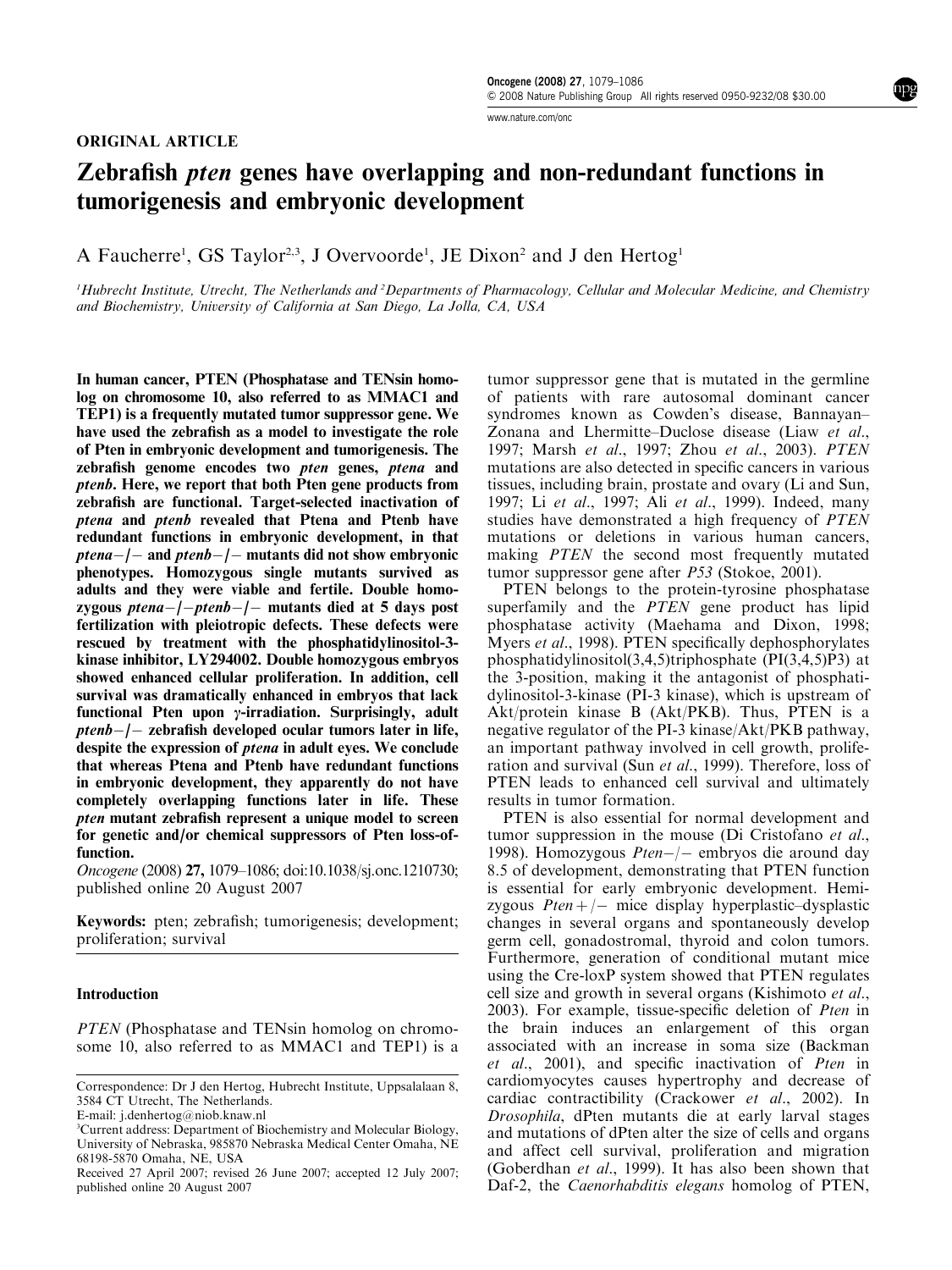ORIGINAL ARTICLE

# Zebrafish *pten* genes have overlapping and non-redundant functions in tumorigenesis and embryonic development

A Faucherre[1], GS Taylor[2,3], J Overvoorde[1], JE Dixon[2] and J den Hertog[1]

[1]Hubrecht Institute, Utrecht, The Netherlands and [2]Departments of Pharmacology, Cellular and Molecular Medicine, and Chemistry and Biochemistry, University of California at San Diego, La Jolla, CA, USA

**In human cancer, PTEN (Phosphatase and TENsin homolog on chromosome 10, also referred to as MMAC1 and TEP1) is a frequently mutated tumor suppressor gene. We have used the zebrafish as a model to investigate the role of Pten in embryonic development and tumorigenesis. The zebrafish genome encodes two *pten* genes, *ptena* and *ptenb*. Here, we report that both Pten gene products from zebrafish are functional. Target-selected inactivation of *ptena* and *ptenb* revealed that Ptena and Ptenb have redundant functions in embryonic development, in that *ptena*−/− and *ptenb*−/− mutants did not show embryonic phenotypes. Homozygous single mutants survived as adults and they were viable and fertile. Double homozygous *ptena*−/−*ptenb*−/− mutants died at 5 days post fertilization with pleiotropic defects. These defects were rescued by treatment with the phosphatidylinositol-3-kinase inhibitor, LY294002. Double homozygous embryos showed enhanced cellular proliferation. In addition, cell survival was dramatically enhanced in embryos that lack functional Pten upon γ-irradiation. Surprisingly, adult *ptenb*−/− zebrafish developed ocular tumors later in life, despite the expression of *ptena* in adult eyes. We conclude that whereas Ptena and Ptenb have redundant functions in embryonic development, they apparently do not have completely overlapping functions later in life. These *pten* mutant zebrafish represent a unique model to screen for genetic and/or chemical suppressors of Pten loss-of-function.**

*Oncogene* (2008) **27**, 1079–1086; doi:10.1038/sj.onc.1210730; published online 20 August 2007

**Keywords:** pten; zebrafish; tumorigenesis; development; proliferation; survival

## Introduction

*PTEN* (Phosphatase and TENsin homolog on chromosome 10, also referred to as MMAC1 and TEP1) is a tumor suppressor gene that is mutated in the germline of patients with rare autosomal dominant cancer syndromes known as Cowden's disease, Bannayan–Zonana and Lhermitte–Duclose disease (Liaw *et al.*, 1997; Marsh *et al.*, 1997; Zhou *et al.*, 2003). *PTEN* mutations are also detected in specific cancers in various tissues, including brain, prostate and ovary (Li and Sun, 1997; Li *et al.*, 1997; Ali *et al.*, 1999). Indeed, many studies have demonstrated a high frequency of *PTEN* mutations or deletions in various human cancers, making *PTEN* the second most frequently mutated tumor suppressor gene after *P53* (Stokoe, 2001).

PTEN belongs to the protein-tyrosine phosphatase superfamily and the *PTEN* gene product has lipid phosphatase activity (Maehama and Dixon, 1998; Myers *et al.*, 1998). PTEN specifically dephosphorylates phosphatidylinositol(3,4,5)triphosphate (PI(3,4,5)P3) at the 3-position, making it the antagonist of phosphatidylinositol-3-kinase (PI-3 kinase), which is upstream of Akt/protein kinase B (Akt/PKB). Thus, PTEN is a negative regulator of the PI-3 kinase/Akt/PKB pathway, an important pathway involved in cell growth, proliferation and survival (Sun *et al.*, 1999). Therefore, loss of PTEN leads to enhanced cell survival and ultimately results in tumor formation.

PTEN is also essential for normal development and tumor suppression in the mouse (Di Cristofano *et al.*, 1998). Homozygous *Pten*−/− embryos die around day 8.5 of development, demonstrating that PTEN function is essential for early embryonic development. Hemizygous *Pten*+/− mice display hyperplastic–dysplastic changes in several organs and spontaneously develop germ cell, gonadostromal, thyroid and colon tumors. Furthermore, generation of conditional mutant mice using the Cre-loxP system showed that PTEN regulates cell size and growth in several organs (Kishimoto *et al.*, 2003). For example, tissue-specific deletion of *Pten* in the brain induces an enlargement of this organ associated with an increase in soma size (Backman *et al.*, 2001), and specific inactivation of *Pten* in cardiomyocytes causes hypertrophy and decrease of cardiac contractility (Crackower *et al.*, 2002). In *Drosophila*, dPten mutants die at early larval stages and mutations of dPten alter the size of cells and organs and affect cell survival, proliferation and migration (Goberdhan *et al.*, 1999). It has also been shown that Daf-2, the *Caenorhabditis elegans* homolog of PTEN,

Correspondence: Dr J den Hertog, Hubrecht Institute, Uppsalalaan 8, 3584 CT Utrecht, The Netherlands.
E-mail: j.denhertog@niob.knaw.nl
[3]Current address: Department of Biochemistry and Molecular Biology, University of Nebraska, 985870 Nebraska Medical Center Omaha, NE 68198-5870 Omaha, NE, USA
Received 27 April 2007; revised 26 June 2007; accepted 12 July 2007; published online 20 August 2007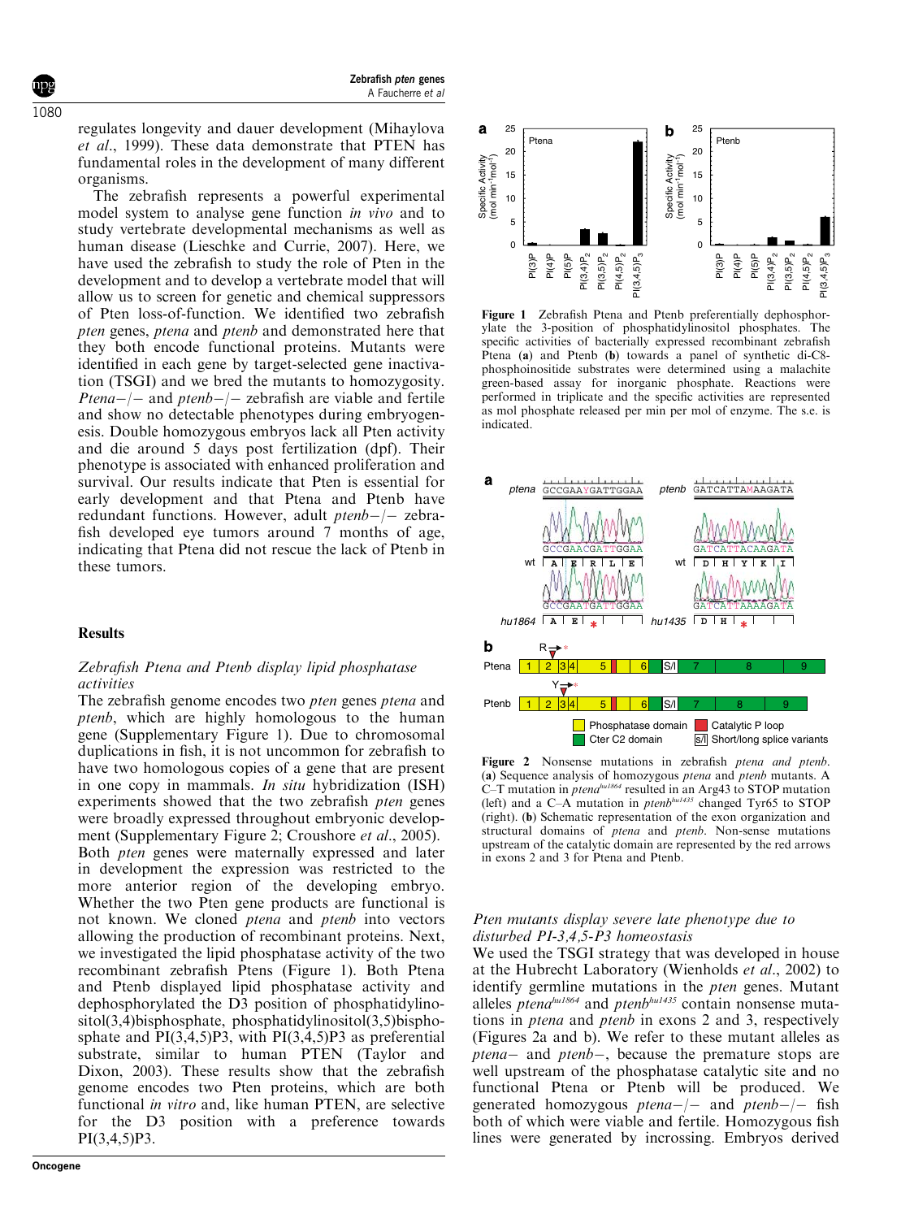regulates longevity and dauer development (Mihaylova *et al*., 1999). These data demonstrate that PTEN has fundamental roles in the development of many different organisms.

The zebrafish represents a powerful experimental model system to analyse gene function *in vivo* and to study vertebrate developmental mechanisms as well as human disease (Lieschke and Currie, 2007). Here, we have used the zebrafish to study the role of Pten in the development and to develop a vertebrate model that will allow us to screen for genetic and chemical suppressors of Pten loss-of-function. We identified two zebrafish *pten* genes, *ptena* and *ptenb* and demonstrated here that they both encode functional proteins. Mutants were identified in each gene by target-selected gene inactivation (TSGI) and we bred the mutants to homozygosity. *Ptena*−/− and *ptenb*−/− zebrafish are viable and fertile and show no detectable phenotypes during embryogenesis. Double homozygous embryos lack all Pten activity and die around 5 days post fertilization (dpf). Their phenotype is associated with enhanced proliferation and survival. Our results indicate that Pten is essential for early development and that Ptena and Ptenb have redundant functions. However, adult *ptenb*−/− zebrafish developed eye tumors around 7 months of age, indicating that Ptena did not rescue the lack of Ptenb in these tumors.

## Results

### *Zebrafish Ptena and Ptenb display lipid phosphatase activities*

The zebrafish genome encodes two *pten* genes *ptena* and *ptenb*, which are highly homologous to the human gene (Supplementary Figure 1). Due to chromosomal duplications in fish, it is not uncommon for zebrafish to have two homologous copies of a gene that are present in one copy in mammals. *In situ* hybridization (ISH) experiments showed that the two zebrafish *pten* genes were broadly expressed throughout embryonic development (Supplementary Figure 2; Croushore *et al*., 2005). Both *pten* genes were maternally expressed and later in development the expression was restricted to the more anterior region of the developing embryo. Whether the two Pten gene products are functional is not known. We cloned *ptena* and *ptenb* into vectors allowing the production of recombinant proteins. Next, we investigated the lipid phosphatase activity of the two recombinant zebrafish Ptens (Figure 1). Both Ptena and Ptenb displayed lipid phosphatase activity and dephosphorylated the D3 position of phosphatidylinositol(3,4)bisphosphate, phosphatidylinositol(3,5)bisphosphate and PI(3,4,5)P3, with PI(3,4,5)P3 as preferential substrate, similar to human PTEN (Taylor and Dixon, 2003). These results show that the zebrafish genome encodes two Pten proteins, which are both functional *in vitro* and, like human PTEN, are selective for the D3 position with a preference towards PI(3,4,5)P3.

**Figure 1** Zebrafish Ptena and Ptenb preferentially dephosphorylate the 3-position of phosphatidylinositol phosphates. The specific activities of bacterially expressed recombinant zebrafish Ptena (**a**) and Ptenb (**b**) towards a panel of synthetic di-C8-phosphoinositide substrates were determined using a malachite green-based assay for inorganic phosphate. Reactions were performed in triplicate and the specific activities are represented as mol phosphate released per min per mol of enzyme. The s.e. is indicated.

**Figure 2** Nonsense mutations in zebrafish *ptena and ptenb*. (**a**) Sequence analysis of homozygous *ptena* and *ptenb* mutants. A C–T mutation in *ptena*$^{hu1864}$ resulted in an Arg43 to STOP mutation (left) and a C–A mutation in *ptenb*$^{hu1435}$ changed Tyr65 to STOP (right). (**b**) Schematic representation of the exon organization and structural domains of *ptena* and *ptenb*. Non-sense mutations upstream of the catalytic domain are represented by the red arrows in exons 2 and 3 for Ptena and Ptenb.

### *Pten mutants display severe late phenotype due to disturbed PI-3,4,5-P3 homeostasis*

We used the TSGI strategy that was developed in house at the Hubrecht Laboratory (Wienholds *et al*., 2002) to identify germline mutations in the *pten* genes. Mutant alleles *ptena*$^{hu1864}$ and *ptenb*$^{hu1435}$ contain nonsense mutations in *ptena* and *ptenb* in exons 2 and 3, respectively (Figures 2a and b). We refer to these mutant alleles as *ptena*− and *ptenb*−, because the premature stops are well upstream of the phosphatase catalytic site and no functional Ptena or Ptenb will be produced. We generated homozygous *ptena*−/− and *ptenb*−/− fish both of which were viable and fertile. Homozygous fish lines were generated by incrossing. Embryos derived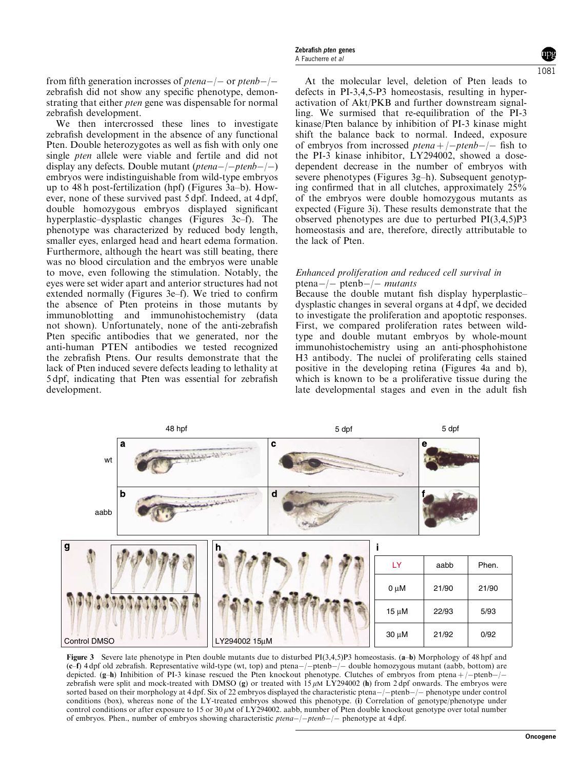from fifth generation incrosses of *ptena*−/− or *ptenb*−/− zebrafish did not show any specific phenotype, demonstrating that either *pten* gene was dispensable for normal zebrafish development.

We then intercrossed these lines to investigate zebrafish development in the absence of any functional Pten. Double heterozygotes as well as fish with only one single *pten* allele were viable and fertile and did not display any defects. Double mutant (*ptena*−/−*ptenb*−/−) embryos were indistinguishable from wild-type embryos up to 48 h post-fertilization (hpf) (Figures 3a–b). However, none of these survived past 5 dpf. Indeed, at 4 dpf, double homozygous embryos displayed significant hyperplastic–dysplastic changes (Figures 3c–f). The phenotype was characterized by reduced body length, smaller eyes, enlarged head and heart edema formation. Furthermore, although the heart was still beating, there was no blood circulation and the embryos were unable to move, even following the stimulation. Notably, the eyes were set wider apart and anterior structures had not extended normally (Figures 3e–f). We tried to confirm the absence of Pten proteins in those mutants by immunoblotting and immunohistochemistry (data not shown). Unfortunately, none of the anti-zebrafish Pten specific antibodies that we generated, nor the anti-human PTEN antibodies we tested recognized the zebrafish Ptens. Our results demonstrate that the lack of Pten induced severe defects leading to lethality at 5 dpf, indicating that Pten was essential for zebrafish development.

At the molecular level, deletion of Pten leads to defects in PI-3,4,5-P3 homeostasis, resulting in hyperactivation of Akt/PKB and further downstream signalling. We surmised that re-equilibration of the PI-3 kinase/Pten balance by inhibition of PI-3 kinase might shift the balance back to normal. Indeed, exposure of embryos from incrossed *ptena*+/−*ptenb*−/− fish to the PI-3 kinase inhibitor, LY294002, showed a dose-dependent decrease in the number of embryos with severe phenotypes (Figures 3g–h). Subsequent genotyping confirmed that in all clutches, approximately 25% of the embryos were double homozygous mutants as expected (Figure 3i). These results demonstrate that the observed phenotypes are due to perturbed PI(3,4,5)P3 homeostasis and are, therefore, directly attributable to the lack of Pten.

### *Enhanced proliferation and reduced cell survival in* ptena−/− ptenb−/− *mutants*

Because the double mutant fish display hyperplastic–dysplastic changes in several organs at 4 dpf, we decided to investigate the proliferation and apoptotic responses. First, we compared proliferation rates between wild-type and double mutant embryos by whole-mount immunohistochemistry using an anti-phosphohistone H3 antibody. The nuclei of proliferating cells stained positive in the developing retina (Figures 4a and b), which is known to be a proliferative tissue during the late developmental stages and even in the adult fish

| LY | aabb | Phen. |
|---|---|---|
| 0 μM | 21/90 | 21/90 |
| 15 μM | 22/93 | 5/93 |
| 30 μM | 21/92 | 0/92 |

**Figure 3** Severe late phenotype in Pten double mutants due to disturbed PI(3,4,5)P3 homeostasis. (**a**–**b**) Morphology of 48 hpf and (**c**–**f**) 4 dpf old zebrafish. Representative wild-type (wt, top) and ptena−/−ptenb−/− double homozygous mutant (aabb, bottom) are depicted. (**g**–**h**) Inhibition of PI-3 kinase rescued the Pten knockout phenotype. Clutches of embryos from ptena+/−ptenb−/− zebrafish were split and mock-treated with DMSO (**g**) or treated with 15 μM LY294002 (**h**) from 2 dpf onwards. The embryos were sorted based on their morphology at 4 dpf. Six of 22 embryos displayed the characteristic ptena−/−ptenb−/− phenotype under control conditions (box), whereas none of the LY-treated embryos showed this phenotype. (**i**) Correlation of genotype/phenotype under control conditions or after exposure to 15 or 30 μM of LY294002. aabb, number of Pten double knockout genotype over total number of embryos. Phen., number of embryos showing characteristic *ptena*−/−*ptenb*−/− phenotype at 4 dpf.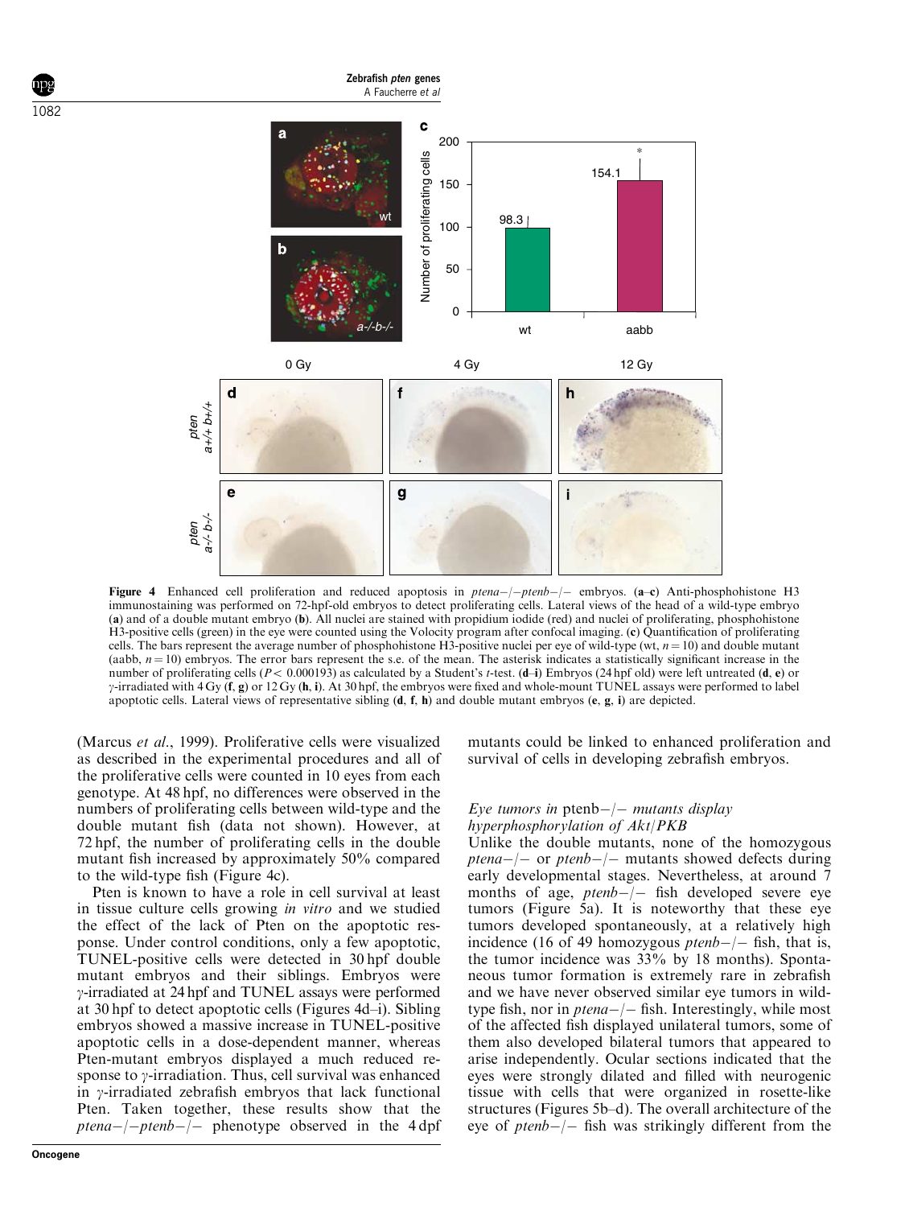**Figure 4** Enhanced cell proliferation and reduced apoptosis in *ptena*−/−*ptenb*−/− embryos. (**a**–**c**) Anti-phosphohistone H3 immunostaining was performed on 72-hpf-old embryos to detect proliferating cells. Lateral views of the head of a wild-type embryo (**a**) and of a double mutant embryo (**b**). All nuclei are stained with propidium iodide (red) and nuclei of proliferating, phosphohistone H3-positive cells (green) in the eye were counted using the Volocity program after confocal imaging. (**c**) Quantification of proliferating cells. The bars represent the average number of phosphohistone H3-positive nuclei per eye of wild-type (wt, $n = 10$) and double mutant (aabb, $n = 10$) embryos. The error bars represent the s.e. of the mean. The asterisk indicates a statistically significant increase in the number of proliferating cells ($P < 0.000193$) as calculated by a Student's *t*-test. (**d**–**i**) Embryos (24 hpf old) were left untreated (**d**, **e**) or γ-irradiated with 4 Gy (**f**, **g**) or 12 Gy (**h**, **i**). At 30 hpf, the embryos were fixed and whole-mount TUNEL assays were performed to label apoptotic cells. Lateral views of representative sibling (**d**, **f**, **h**) and double mutant embryos (**e**, **g**, **i**) are depicted.

(Marcus *et al*., 1999). Proliferative cells were visualized as described in the experimental procedures and all of the proliferative cells were counted in 10 eyes from each genotype. At 48 hpf, no differences were observed in the numbers of proliferating cells between wild-type and the double mutant fish (data not shown). However, at 72 hpf, the number of proliferating cells in the double mutant fish increased by approximately 50% compared to the wild-type fish (Figure 4c).

Pten is known to have a role in cell survival at least in tissue culture cells growing *in vitro* and we studied the effect of the lack of Pten on the apoptotic response. Under control conditions, only a few apoptotic, TUNEL-positive cells were detected in 30 hpf double mutant embryos and their siblings. Embryos were γ-irradiated at 24 hpf and TUNEL assays were performed at 30 hpf to detect apoptotic cells (Figures 4d–i). Sibling embryos showed a massive increase in TUNEL-positive apoptotic cells in a dose-dependent manner, whereas Pten-mutant embryos displayed a much reduced response to γ-irradiation. Thus, cell survival was enhanced in γ-irradiated zebrafish embryos that lack functional Pten. Taken together, these results show that the *ptena*−/−*ptenb*−/− phenotype observed in the 4 dpf mutants could be linked to enhanced proliferation and survival of cells in developing zebrafish embryos.

### *Eye tumors in* ptenb−/− *mutants display hyperphosphorylation of Akt/PKB*

Unlike the double mutants, none of the homozygous *ptena*−/− or *ptenb*−/− mutants showed defects during early developmental stages. Nevertheless, at around 7 months of age, *ptenb*−/− fish developed severe eye tumors (Figure 5a). It is noteworthy that these eye tumors developed spontaneously, at a relatively high incidence (16 of 49 homozygous *ptenb*−/− fish, that is, the tumor incidence was 33% by 18 months). Spontaneous tumor formation is extremely rare in zebrafish and we have never observed similar eye tumors in wild-type fish, nor in *ptena*−/− fish. Interestingly, while most of the affected fish displayed unilateral tumors, some of them also developed bilateral tumors that appeared to arise independently. Ocular sections indicated that the eyes were strongly dilated and filled with neurogenic tissue with cells that were organized in rosette-like structures (Figures 5b–d). The overall architecture of the eye of *ptenb*−/− fish was strikingly different from the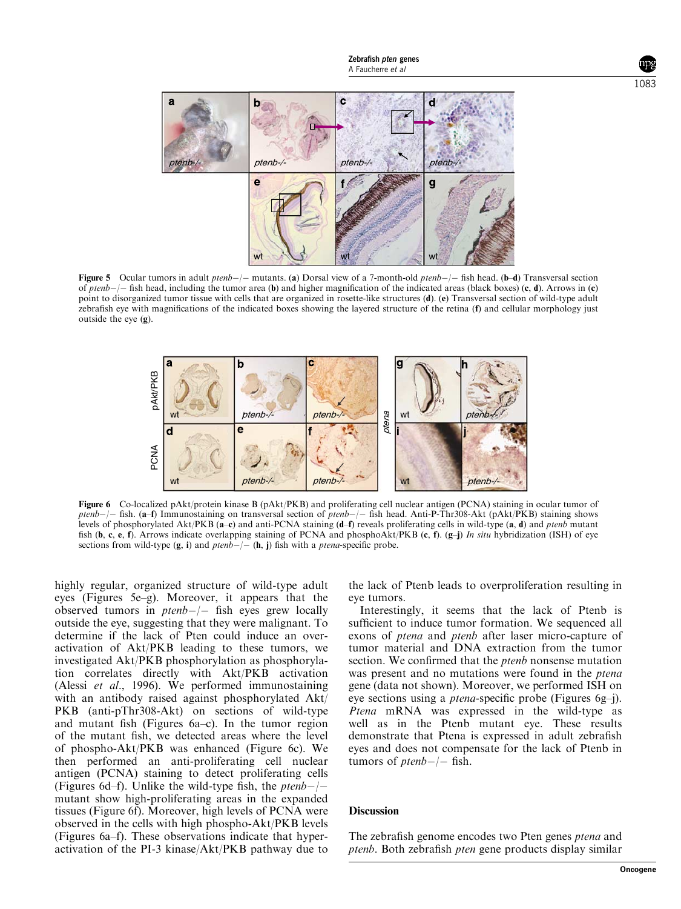**Figure 5** Ocular tumors in adult *ptenb−/−* mutants. (**a**) Dorsal view of a 7-month-old *ptenb−/−* fish head. (**b–d**) Transversal section of *ptenb−/−* fish head, including the tumor area (**b**) and higher magnification of the indicated areas (black boxes) (**c**, **d**). Arrows in (**c**) point to disorganized tumor tissue with cells that are organized in rosette-like structures (**d**). (**e**) Transversal section of wild-type adult zebrafish eye with magnifications of the indicated boxes showing the layered structure of the retina (**f**) and cellular morphology just outside the eye (**g**).

**Figure 6** Co-localized pAkt/protein kinase B (pAkt/PKB) and proliferating cell nuclear antigen (PCNA) staining in ocular tumor of *ptenb−/−* fish. (**a–f**) Immunostaining on transversal section of *ptenb−/−* fish head. Anti-P-Thr308-Akt (pAkt/PKB) staining shows levels of phosphorylated Akt/PKB (**a–c**) and anti-PCNA staining (**d–f**) reveals proliferating cells in wild-type (**a**, **d**) and *ptenb* mutant fish (**b**, **c**, **e**, **f**). Arrows indicate overlapping staining of PCNA and phosphoAkt/PKB (**c**, **f**). (**g–j**) *In situ* hybridization (ISH) of eye sections from wild-type (**g**, **i**) and *ptenb−/−* (**h**, **j**) fish with a *ptena*-specific probe.

highly regular, organized structure of wild-type adult eyes (Figures 5e–g). Moreover, it appears that the observed tumors in *ptenb−/−* fish eyes grew locally outside the eye, suggesting that they were malignant. To determine if the lack of Pten could induce an overactivation of Akt/PKB leading to these tumors, we investigated Akt/PKB phosphorylation as phosphorylation correlates directly with Akt/PKB activation (Alessi *et al*., 1996). We performed immunostaining with an antibody raised against phosphorylated Akt/PKB (anti-pThr308-Akt) on sections of wild-type and mutant fish (Figures 6a–c). In the tumor region of the mutant fish, we detected areas where the level of phospho-Akt/PKB was enhanced (Figure 6c). We then performed an anti-proliferating cell nuclear antigen (PCNA) staining to detect proliferating cells (Figures 6d–f). Unlike the wild-type fish, the *ptenb−/−* mutant show high-proliferating areas in the expanded tissues (Figure 6f). Moreover, high levels of PCNA were observed in the cells with high phospho-Akt/PKB levels (Figures 6a–f). These observations indicate that hyperactivation of the PI-3 kinase/Akt/PKB pathway due to the lack of Ptenb leads to overproliferation resulting in eye tumors.

Interestingly, it seems that the lack of Ptenb is sufficient to induce tumor formation. We sequenced all exons of *ptena* and *ptenb* after laser micro-capture of tumor material and DNA extraction from the tumor section. We confirmed that the *ptenb* nonsense mutation was present and no mutations were found in the *ptena* gene (data not shown). Moreover, we performed ISH on eye sections using a *ptena*-specific probe (Figures 6g–j). *Ptena* mRNA was expressed in the wild-type as well as in the Ptenb mutant eye. These results demonstrate that Ptena is expressed in adult zebrafish eyes and does not compensate for the lack of Ptenb in tumors of *ptenb−/−* fish.

## Discussion

The zebrafish genome encodes two Pten genes *ptena* and *ptenb*. Both zebrafish *pten* gene products display similar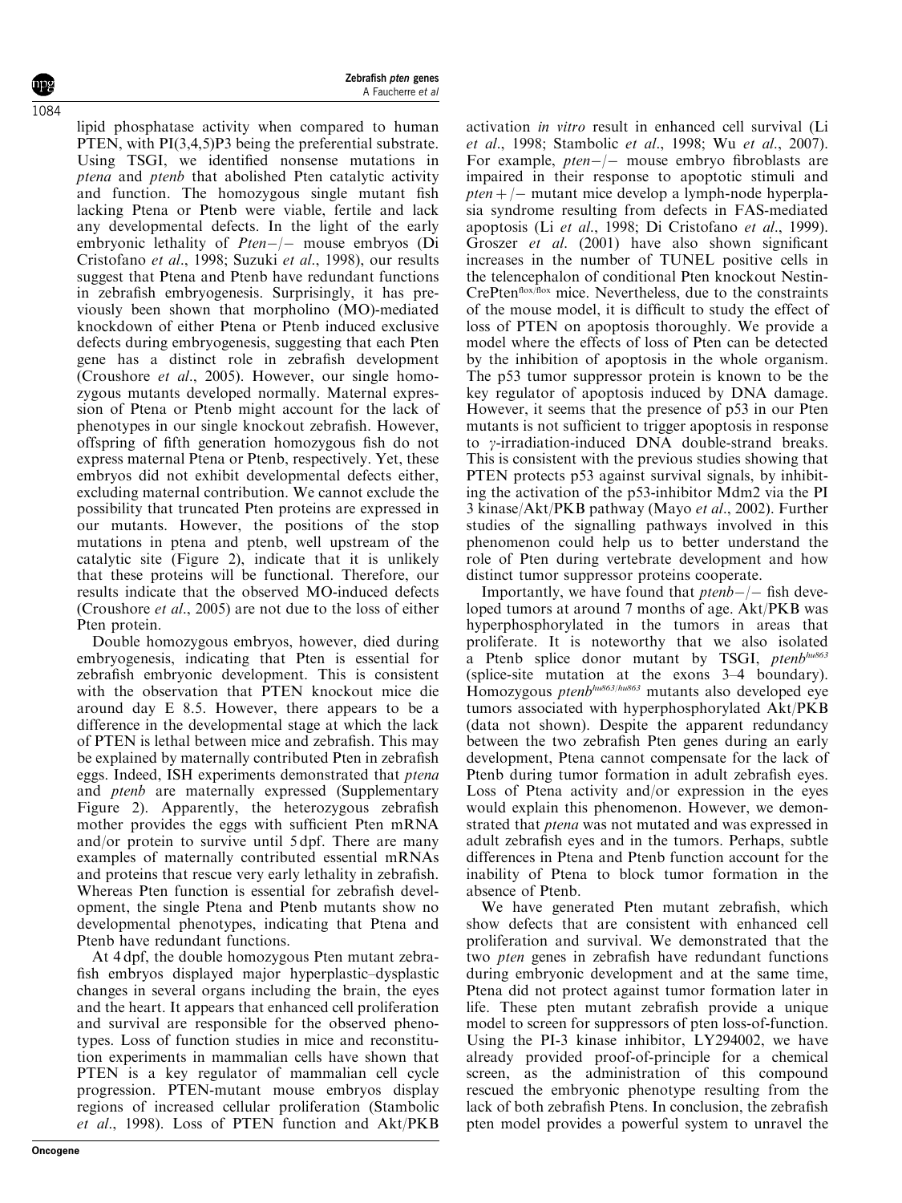lipid phosphatase activity when compared to human PTEN, with PI(3,4,5)P3 being the preferential substrate. Using TSGI, we identified nonsense mutations in *ptena* and *ptenb* that abolished Pten catalytic activity and function. The homozygous single mutant fish lacking Ptena or Ptenb were viable, fertile and lack any developmental defects. In the light of the early embryonic lethality of *Pten*−/− mouse embryos (Di Cristofano *et al*., 1998; Suzuki *et al*., 1998), our results suggest that Ptena and Ptenb have redundant functions in zebrafish embryogenesis. Surprisingly, it has previously been shown that morpholino (MO)-mediated knockdown of either Ptena or Ptenb induced exclusive defects during embryogenesis, suggesting that each Pten gene has a distinct role in zebrafish development (Croushore *et al*., 2005). However, our single homozygous mutants developed normally. Maternal expression of Ptena or Ptenb might account for the lack of phenotypes in our single knockout zebrafish. However, offspring of fifth generation homozygous fish do not express maternal Ptena or Ptenb, respectively. Yet, these embryos did not exhibit developmental defects either, excluding maternal contribution. We cannot exclude the possibility that truncated Pten proteins are expressed in our mutants. However, the positions of the stop mutations in ptena and ptenb, well upstream of the catalytic site (Figure 2), indicate that it is unlikely that these proteins will be functional. Therefore, our results indicate that the observed MO-induced defects (Croushore *et al*., 2005) are not due to the loss of either Pten protein.

Double homozygous embryos, however, died during embryogenesis, indicating that Pten is essential for zebrafish embryonic development. This is consistent with the observation that PTEN knockout mice die around day E 8.5. However, there appears to be a difference in the developmental stage at which the lack of PTEN is lethal between mice and zebrafish. This may be explained by maternally contributed Pten in zebrafish eggs. Indeed, ISH experiments demonstrated that *ptena* and *ptenb* are maternally expressed (Supplementary Figure 2). Apparently, the heterozygous zebrafish mother provides the eggs with sufficient Pten mRNA and/or protein to survive until 5 dpf. There are many examples of maternally contributed essential mRNAs and proteins that rescue very early lethality in zebrafish. Whereas Pten function is essential for zebrafish development, the single Ptena and Ptenb mutants show no developmental phenotypes, indicating that Ptena and Ptenb have redundant functions.

At 4 dpf, the double homozygous Pten mutant zebrafish embryos displayed major hyperplastic–dysplastic changes in several organs including the brain, the eyes and the heart. It appears that enhanced cell proliferation and survival are responsible for the observed phenotypes. Loss of function studies in mice and reconstitution experiments in mammalian cells have shown that PTEN is a key regulator of mammalian cell cycle progression. PTEN-mutant mouse embryos display regions of increased cellular proliferation (Stambolic *et al*., 1998). Loss of PTEN function and Akt/PKB activation *in vitro* result in enhanced cell survival (Li *et al*., 1998; Stambolic *et al*., 1998; Wu *et al*., 2007). For example, *pten*−/− mouse embryo fibroblasts are impaired in their response to apoptotic stimuli and *pten*+/− mutant mice develop a lymph-node hyperplasia syndrome resulting from defects in FAS-mediated apoptosis (Li *et al*., 1998; Di Cristofano *et al*., 1999). Groszer *et al*. (2001) have also shown significant increases in the number of TUNEL positive cells in the telencephalon of conditional Pten knockout Nestin-CrePten$^{flox/flox}$ mice. Nevertheless, due to the constraints of the mouse model, it is difficult to study the effect of loss of PTEN on apoptosis thoroughly. We provide a model where the effects of loss of Pten can be detected by the inhibition of apoptosis in the whole organism. The p53 tumor suppressor protein is known to be the key regulator of apoptosis induced by DNA damage. However, it seems that the presence of p53 in our Pten mutants is not sufficient to trigger apoptosis in response to $\gamma$-irradiation-induced DNA double-strand breaks. This is consistent with the previous studies showing that PTEN protects p53 against survival signals, by inhibiting the activation of the p53-inhibitor Mdm2 via the PI 3 kinase/Akt/PKB pathway (Mayo *et al*., 2002). Further studies of the signalling pathways involved in this phenomenon could help us to better understand the role of Pten during vertebrate development and how distinct tumor suppressor proteins cooperate.

Importantly, we have found that *ptenb*−/− fish developed tumors at around 7 months of age. Akt/PKB was hyperphosphorylated in the tumors in areas that proliferate. It is noteworthy that we also isolated a Ptenb splice donor mutant by TSGI, *ptenb$^{hu863}$* (splice-site mutation at the exons 3–4 boundary). Homozygous *ptenb$^{hu863/hu863}$* mutants also developed eye tumors associated with hyperphosphorylated Akt/PKB (data not shown). Despite the apparent redundancy between the two zebrafish Pten genes during an early development, Ptena cannot compensate for the lack of Ptenb during tumor formation in adult zebrafish eyes. Loss of Ptena activity and/or expression in the eyes would explain this phenomenon. However, we demonstrated that *ptena* was not mutated and was expressed in adult zebrafish eyes and in the tumors. Perhaps, subtle differences in Ptena and Ptenb function account for the inability of Ptena to block tumor formation in the absence of Ptenb.

We have generated Pten mutant zebrafish, which show defects that are consistent with enhanced cell proliferation and survival. We demonstrated that the two *pten* genes in zebrafish have redundant functions during embryonic development and at the same time, Ptena did not protect against tumor formation later in life. These pten mutant zebrafish provide a unique model to screen for suppressors of pten loss-of-function. Using the PI-3 kinase inhibitor, LY294002, we have already provided proof-of-principle for a chemical screen, as the administration of this compound rescued the embryonic phenotype resulting from the lack of both zebrafish Ptens. In conclusion, the zebrafish pten model provides a powerful system to unravel the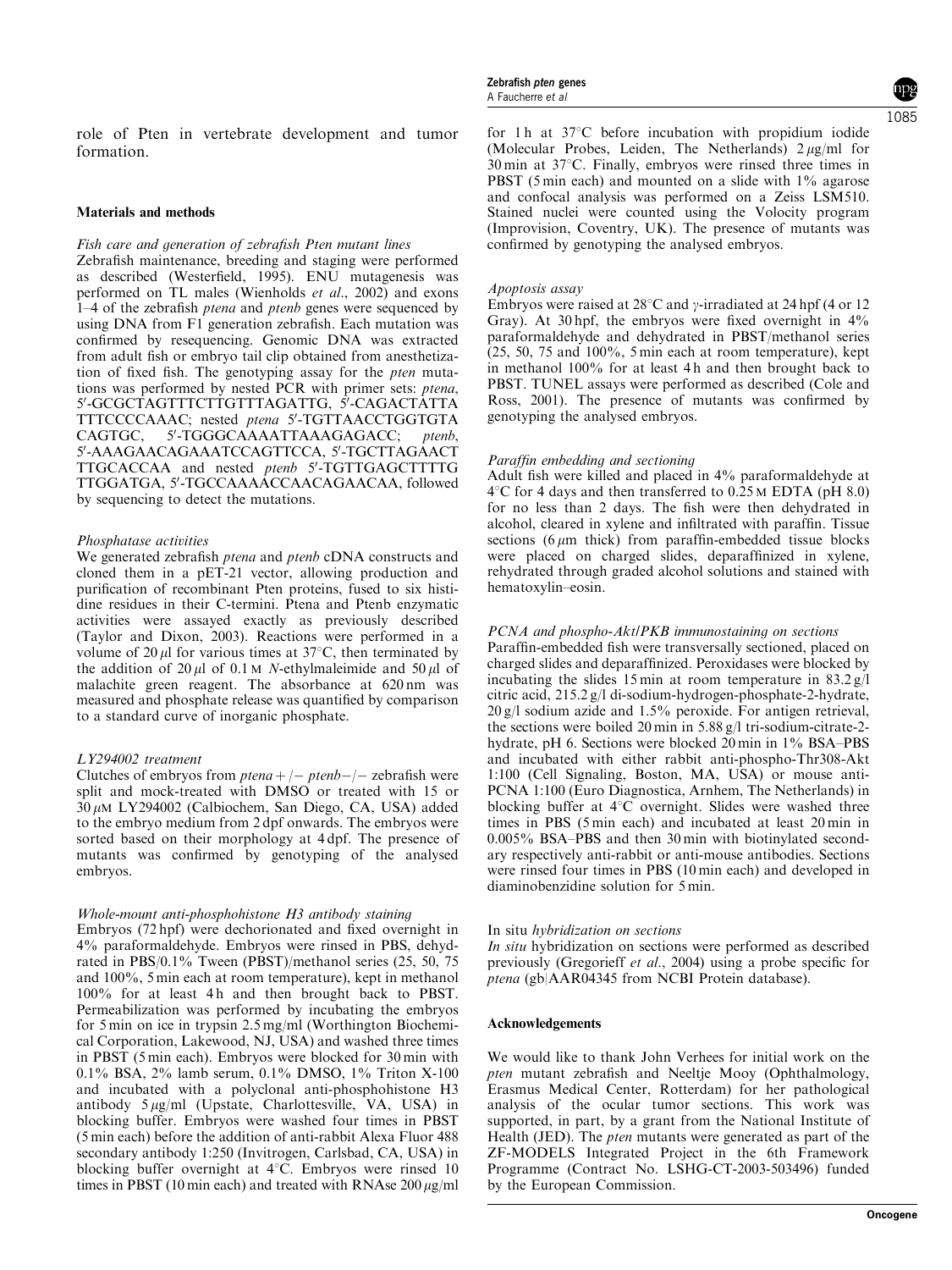role of Pten in vertebrate development and tumor formation.

## Materials and methods

### *Fish care and generation of zebrafish Pten mutant lines*

Zebrafish maintenance, breeding and staging were performed as described (Westerfield, 1995). ENU mutagenesis was performed on TL males (Wienholds *et al*., 2002) and exons 1–4 of the zebrafish *ptena* and *ptenb* genes were sequenced by using DNA from F1 generation zebrafish. Each mutation was confirmed by resequencing. Genomic DNA was extracted from adult fish or embryo tail clip obtained from anesthetization of fixed fish. The genotyping assay for the *pten* mutations was performed by nested PCR with primer sets: *ptena*, 5′-GCGCTAGTTTCTTGTTTAGATTG, 5′-CAGACTATTA TTTCCCCAAAC; nested *ptena* 5′-TGTTAACCTGGTGTA CAGTGC, 5′-TGGGCAAAATTAAAGAGACC; *ptenb*, 5′-AAAGAACAGAAATCCAGTTCCA, 5′-TGCTTAGAACT TTGCACCAA and nested *ptenb* 5′-TGTTGAGCTTTTG TTGGATGA, 5′-TGCCAAAACCAACAGAACAA, followed by sequencing to detect the mutations.

### *Phosphatase activities*

We generated zebrafish *ptena* and *ptenb* cDNA constructs and cloned them in a pET-21 vector, allowing production and purification of recombinant Pten proteins, fused to six histidine residues in their C-termini. Ptena and Ptenb enzymatic activities were assayed exactly as previously described (Taylor and Dixon, 2003). Reactions were performed in a volume of 20 $\mu$l for various times at 37°C, then terminated by the addition of 20 $\mu$l of 0.1 M *N*-ethylmaleimide and 50 $\mu$l of malachite green reagent. The absorbance at 620 nm was measured and phosphate release was quantified by comparison to a standard curve of inorganic phosphate.

### *LY294002 treatment*

Clutches of embryos from *ptena*+/− *ptenb*−/− zebrafish were split and mock-treated with DMSO or treated with 15 or 30 $\mu$M LY294002 (Calbiochem, San Diego, CA, USA) added to the embryo medium from 2 dpf onwards. The embryos were sorted based on their morphology at 4 dpf. The presence of mutants was confirmed by genotyping of the analysed embryos.

### *Whole-mount anti-phosphohistone H3 antibody staining*

Embryos (72 hpf) were dechorionated and fixed overnight in 4% paraformaldehyde. Embryos were rinsed in PBS, dehydrated in PBS/0.1% Tween (PBST)/methanol series (25, 50, 75 and 100%, 5 min each at room temperature), kept in methanol 100% for at least 4 h and then brought back to PBST. Permeabilization was performed by incubating the embryos for 5 min on ice in trypsin 2.5 mg/ml (Worthington Biochemical Corporation, Lakewood, NJ, USA) and washed three times in PBST (5 min each). Embryos were blocked for 30 min with 0.1% BSA, 2% lamb serum, 0.1% DMSO, 1% Triton X-100 and incubated with a polyclonal anti-phosphohistone H3 antibody 5 $\mu$g/ml (Upstate, Charlottesville, VA, USA) in blocking buffer. Embryos were washed four times in PBST (5 min each) before the addition of anti-rabbit Alexa Fluor 488 secondary antibody 1:250 (Invitrogen, Carlsbad, CA, USA) in blocking buffer overnight at 4°C. Embryos were rinsed 10 times in PBST (10 min each) and treated with RNAse 200 $\mu$g/ml for 1 h at 37°C before incubation with propidium iodide (Molecular Probes, Leiden, The Netherlands) 2 $\mu$g/ml for 30 min at 37°C. Finally, embryos were rinsed three times in PBST (5 min each) and mounted on a slide with 1% agarose and confocal analysis was performed on a Zeiss LSM510. Stained nuclei were counted using the Volocity program (Improvision, Coventry, UK). The presence of mutants was confirmed by genotyping the analysed embryos.

### *Apoptosis assay*

Embryos were raised at 28°C and $\gamma$-irradiated at 24 hpf (4 or 12 Gray). At 30 hpf, the embryos were fixed overnight in 4% paraformaldehyde and dehydrated in PBST/methanol series (25, 50, 75 and 100%, 5 min each at room temperature), kept in methanol 100% for at least 4 h and then brought back to PBST. TUNEL assays were performed as described (Cole and Ross, 2001). The presence of mutants was confirmed by genotyping the analysed embryos.

### *Paraffin embedding and sectioning*

Adult fish were killed and placed in 4% paraformaldehyde at 4°C for 4 days and then transferred to 0.25 M EDTA (pH 8.0) for no less than 2 days. The fish were then dehydrated in alcohol, cleared in xylene and infiltrated with paraffin. Tissue sections (6 $\mu$m thick) from paraffin-embedded tissue blocks were placed on charged slides, deparaffinized in xylene, rehydrated through graded alcohol solutions and stained with hematoxylin–eosin.

### *PCNA and phospho-Akt/PKB immunostaining on sections*

Paraffin-embedded fish were transversally sectioned, placed on charged slides and deparaffinized. Peroxidases were blocked by incubating the slides 15 min at room temperature in 83.2 g/l citric acid, 215.2 g/l di-sodium-hydrogen-phosphate-2-hydrate, 20 g/l sodium azide and 1.5% peroxide. For antigen retrieval, the sections were boiled 20 min in 5.88 g/l tri-sodium-citrate-2-hydrate, pH 6. Sections were blocked 20 min in 1% BSA–PBS and incubated with either rabbit anti-phospho-Thr308-Akt 1:100 (Cell Signaling, Boston, MA, USA) or mouse anti-PCNA 1:100 (Euro Diagnostica, Arnhem, The Netherlands) in blocking buffer at 4°C overnight. Slides were washed three times in PBS (5 min each) and incubated at least 20 min in 0.005% BSA–PBS and then 30 min with biotinylated secondary respectively anti-rabbit or anti-mouse antibodies. Sections were rinsed four times in PBS (10 min each) and developed in diaminobenzidine solution for 5 min.

### In situ *hybridization on sections*

*In situ* hybridization on sections were performed as described previously (Gregorieff *et al*., 2004) using a probe specific for *ptena* (gb|AAR04345 from NCBI Protein database).

## Acknowledgements

We would like to thank John Verhees for initial work on the *pten* mutant zebrafish and Neeltje Mooy (Ophthalmology, Erasmus Medical Center, Rotterdam) for her pathological analysis of the ocular tumor sections. This work was supported, in part, by a grant from the National Institute of Health (JED). The *pten* mutants were generated as part of the ZF-MODELS Integrated Project in the 6th Framework Programme (Contract No. LSHG-CT-2003-503496) funded by the European Commission.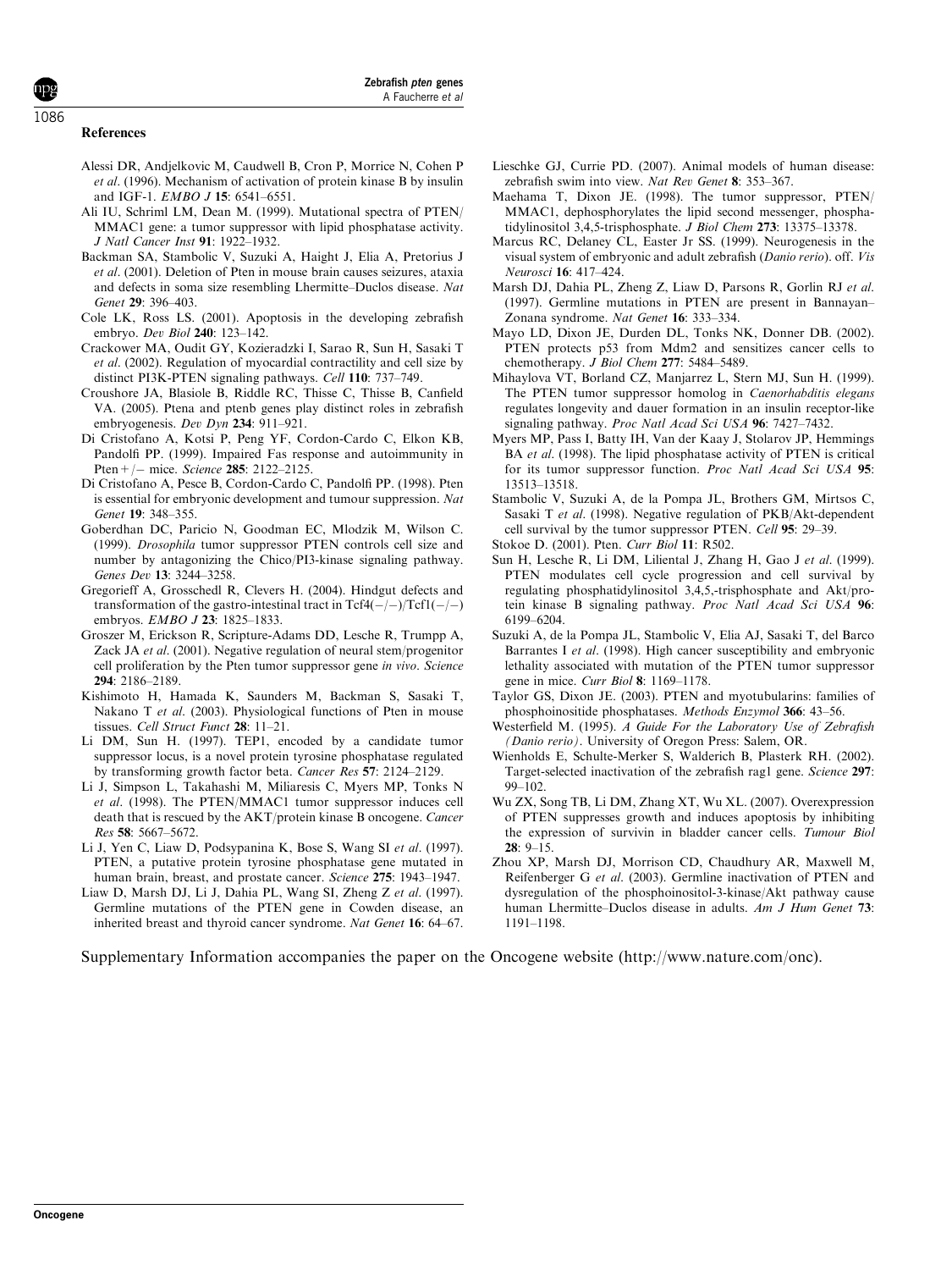## References

Alessi DR, Andjelkovic M, Caudwell B, Cron P, Morrice N, Cohen P *et al*. (1996). Mechanism of activation of protein kinase B by insulin and IGF-1. *EMBO J* **15**: 6541–6551.

Ali IU, Schriml LM, Dean M. (1999). Mutational spectra of PTEN/MMAC1 gene: a tumor suppressor with lipid phosphatase activity. *J Natl Cancer Inst* **91**: 1922–1932.

Backman SA, Stambolic V, Suzuki A, Haight J, Elia A, Pretorius J *et al*. (2001). Deletion of Pten in mouse brain causes seizures, ataxia and defects in soma size resembling Lhermitte–Duclos disease. *Nat Genet* **29**: 396–403.

Cole LK, Ross LS. (2001). Apoptosis in the developing zebrafish embryo. *Dev Biol* **240**: 123–142.

Crackower MA, Oudit GY, Kozieradzki I, Sarao R, Sun H, Sasaki T *et al*. (2002). Regulation of myocardial contractility and cell size by distinct PI3K-PTEN signaling pathways. *Cell* **110**: 737–749.

Croushore JA, Blasiole B, Riddle RC, Thisse C, Thisse B, Canfield VA. (2005). Ptena and ptenb genes play distinct roles in zebrafish embryogenesis. *Dev Dyn* **234**: 911–921.

Di Cristofano A, Kotsi P, Peng YF, Cordon-Cardo C, Elkon KB, Pandolfi PP. (1999). Impaired Fas response and autoimmunity in Pten+/− mice. *Science* **285**: 2122–2125.

Di Cristofano A, Pesce B, Cordon-Cardo C, Pandolfi PP. (1998). Pten is essential for embryonic development and tumour suppression. *Nat Genet* **19**: 348–355.

Goberdhan DC, Paricio N, Goodman EC, Mlodzik M, Wilson C. (1999). *Drosophila* tumor suppressor PTEN controls cell size and number by antagonizing the Chico/PI3-kinase signaling pathway. *Genes Dev* **13**: 3244–3258.

Gregorieff A, Grosschedl R, Clevers H. (2004). Hindgut defects and transformation of the gastro-intestinal tract in Tcf4(−/−)/Tcf1(−/−) embryos. *EMBO J* **23**: 1825–1833.

Groszer M, Erickson R, Scripture-Adams DD, Lesche R, Trumpp A, Zack JA *et al*. (2001). Negative regulation of neural stem/progenitor cell proliferation by the Pten tumor suppressor gene *in vivo*. *Science* **294**: 2186–2189.

Kishimoto H, Hamada K, Saunders M, Backman S, Sasaki T, Nakano T *et al*. (2003). Physiological functions of Pten in mouse tissues. *Cell Struct Funct* **28**: 11–21.

Li DM, Sun H. (1997). TEP1, encoded by a candidate tumor suppressor locus, is a novel protein tyrosine phosphatase regulated by transforming growth factor beta. *Cancer Res* **57**: 2124–2129.

Li J, Simpson L, Takahashi M, Miliaresis C, Myers MP, Tonks N *et al*. (1998). The PTEN/MMAC1 tumor suppressor induces cell death that is rescued by the AKT/protein kinase B oncogene. *Cancer Res* **58**: 5667–5672.

Li J, Yen C, Liaw D, Podsypanina K, Bose S, Wang SI *et al*. (1997). PTEN, a putative protein tyrosine phosphatase gene mutated in human brain, breast, and prostate cancer. *Science* **275**: 1943–1947.

Liaw D, Marsh DJ, Li J, Dahia PL, Wang SI, Zheng Z *et al*. (1997). Germline mutations of the PTEN gene in Cowden disease, an inherited breast and thyroid cancer syndrome. *Nat Genet* **16**: 64–67.

Lieschke GJ, Currie PD. (2007). Animal models of human disease: zebrafish swim into view. *Nat Rev Genet* **8**: 353–367.

Maehama T, Dixon JE. (1998). The tumor suppressor, PTEN/MMAC1, dephosphorylates the lipid second messenger, phosphatidylinositol 3,4,5-trisphosphate. *J Biol Chem* **273**: 13375–13378.

Marcus RC, Delaney CL, Easter Jr SS. (1999). Neurogenesis in the visual system of embryonic and adult zebrafish (*Danio rerio*). off. *Vis Neurosci* **16**: 417–424.

Marsh DJ, Dahia PL, Zheng Z, Liaw D, Parsons R, Gorlin RJ *et al*. (1997). Germline mutations in PTEN are present in Bannayan–Zonana syndrome. *Nat Genet* **16**: 333–334.

Mayo LD, Dixon JE, Durden DL, Tonks NK, Donner DB. (2002). PTEN protects p53 from Mdm2 and sensitizes cancer cells to chemotherapy. *J Biol Chem* **277**: 5484–5489.

Mihaylova VT, Borland CZ, Manjarrez L, Stern MJ, Sun H. (1999). The PTEN tumor suppressor homolog in *Caenorhabditis elegans* regulates longevity and dauer formation in an insulin receptor-like signaling pathway. *Proc Natl Acad Sci USA* **96**: 7427–7432.

Myers MP, Pass I, Batty IH, Van der Kaay J, Stolarov JP, Hemmings BA *et al*. (1998). The lipid phosphatase activity of PTEN is critical for its tumor suppressor function. *Proc Natl Acad Sci USA* **95**: 13513–13518.

Stambolic V, Suzuki A, de la Pompa JL, Brothers GM, Mirtsos C, Sasaki T *et al*. (1998). Negative regulation of PKB/Akt-dependent cell survival by the tumor suppressor PTEN. *Cell* **95**: 29–39.

Stokoe D. (2001). Pten. *Curr Biol* **11**: R502.

Sun H, Lesche R, Li DM, Liliental J, Zhang H, Gao J *et al*. (1999). PTEN modulates cell cycle progression and cell survival by regulating phosphatidylinositol 3,4,5,-trisphosphate and Akt/protein kinase B signaling pathway. *Proc Natl Acad Sci USA* **96**: 6199–6204.

Suzuki A, de la Pompa JL, Stambolic V, Elia AJ, Sasaki T, del Barco Barrantes I *et al*. (1998). High cancer susceptibility and embryonic lethality associated with mutation of the PTEN tumor suppressor gene in mice. *Curr Biol* **8**: 1169–1178.

Taylor GS, Dixon JE. (2003). PTEN and myotubularins: families of phosphoinositide phosphatases. *Methods Enzymol* **366**: 43–56.

Westerfield M. (1995). *A Guide For the Laboratory Use of Zebrafish (Danio rerio)*. University of Oregon Press: Salem, OR.

Wienholds E, Schulte-Merker S, Walderich B, Plasterk RH. (2002). Target-selected inactivation of the zebrafish rag1 gene. *Science* **297**: 99–102.

Wu ZX, Song TB, Li DM, Zhang XT, Wu XL. (2007). Overexpression of PTEN suppresses growth and induces apoptosis by inhibiting the expression of survivin in bladder cancer cells. *Tumour Biol* **28**: 9–15.

Zhou XP, Marsh DJ, Morrison CD, Chaudhury AR, Maxwell M, Reifenberger G *et al*. (2003). Germline inactivation of PTEN and dysregulation of the phosphoinositol-3-kinase/Akt pathway cause human Lhermitte–Duclos disease in adults. *Am J Hum Genet* **73**: 1191–1198.

Supplementary Information accompanies the paper on the Oncogene website (http://www.nature.com/onc).